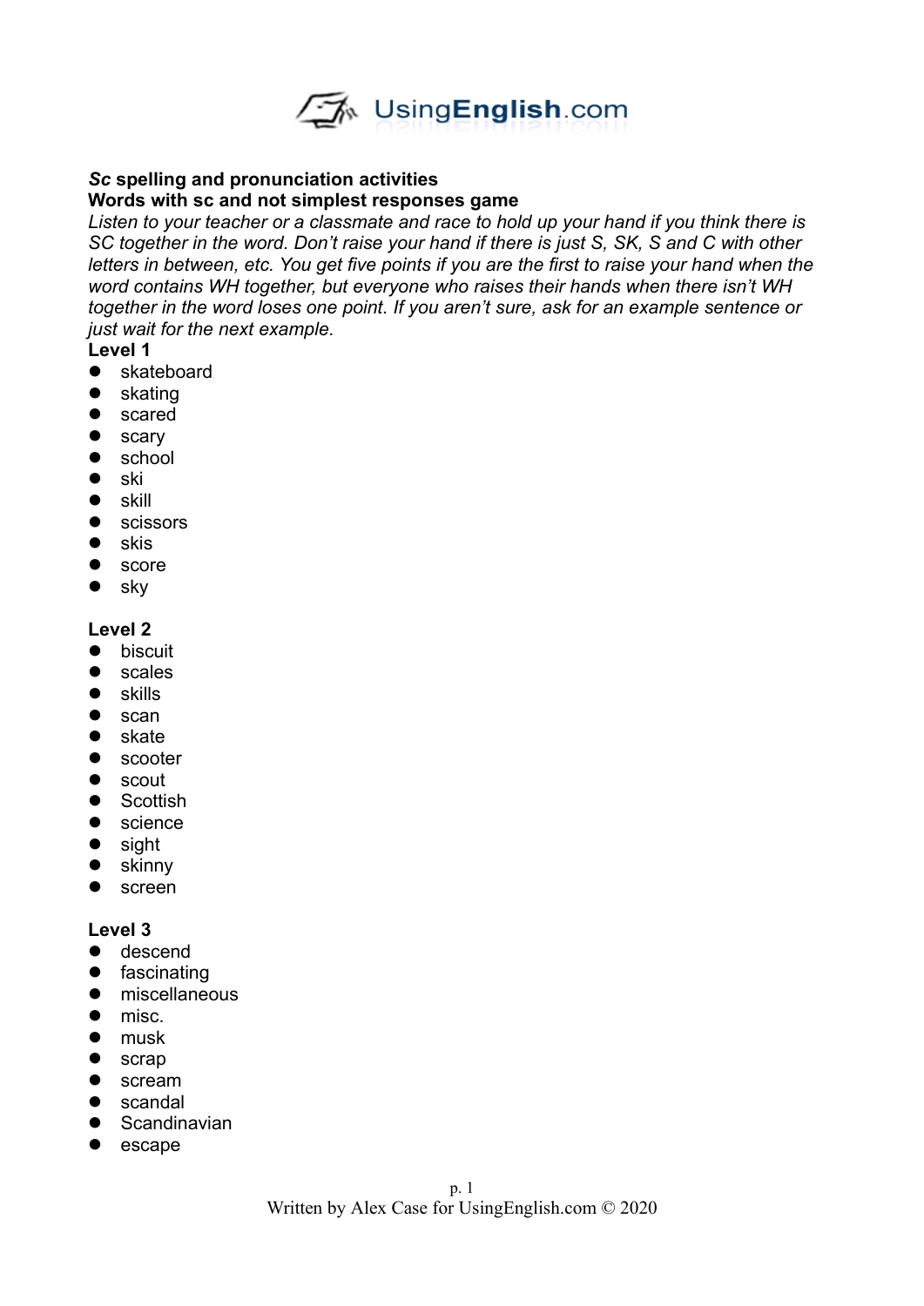**_Sc_ spelling and pronunciation activities**

**Words with sc and not simplest responses game**

*Listen to your teacher or a classmate and race to hold up your hand if you think there is SC together in the word. Don't raise your hand if there is just S, SK, S and C with other letters in between, etc. You get five points if you are the first to raise your hand when the word contains WH together, but everyone who raises their hands when there isn't WH together in the word loses one point. If you aren't sure, ask for an example sentence or just wait for the next example.*

**Level 1**

- skateboard
- skating
- scared
- scary
- school
- ski
- skill
- scissors
- skis
- score
- sky

**Level 2**

- biscuit
- scales
- skills
- scan
- skate
- scooter
- scout
- Scottish
- science
- sight
- skinny
- screen

**Level 3**

- descend
- fascinating
- miscellaneous
- misc.
- musk
- scrap
- scream
- scandal
- Scandinavian
- escape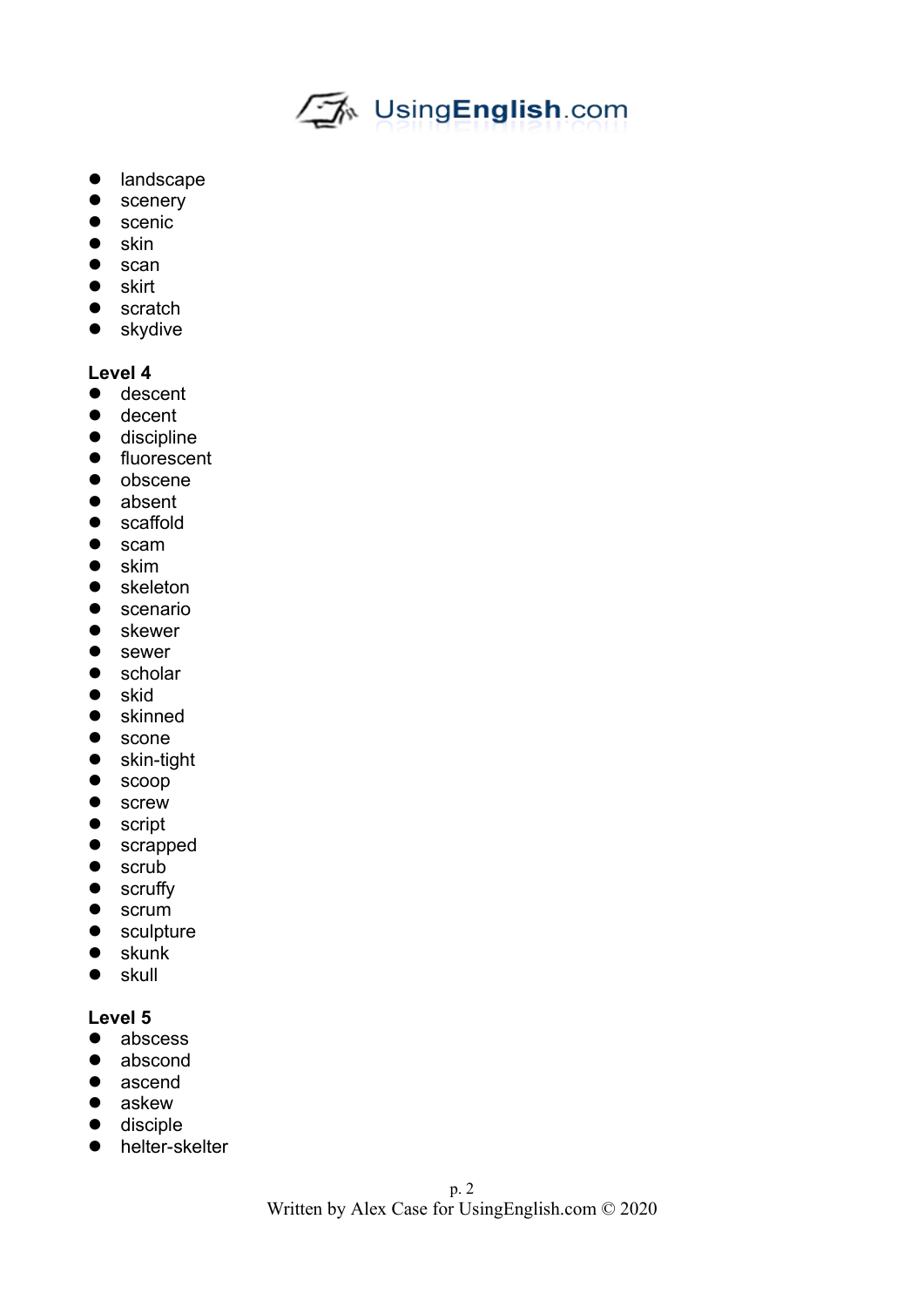- landscape
- scenery
- scenic
- skin
- scan
- skirt
- scratch
- skydive

**Level 4**

- descent
- decent
- discipline
- fluorescent
- obscene
- absent
- scaffold
- scam
- skim
- skeleton
- scenario
- skewer
- sewer
- scholar
- skid
- skinned
- scone
- skin-tight
- scoop
- screw
- script
- scrapped
- scrub
- scruffy
- scrum
- sculpture
- skunk
- skull

**Level 5**

- abscess
- abscond
- ascend
- askew
- disciple
- helter-skelter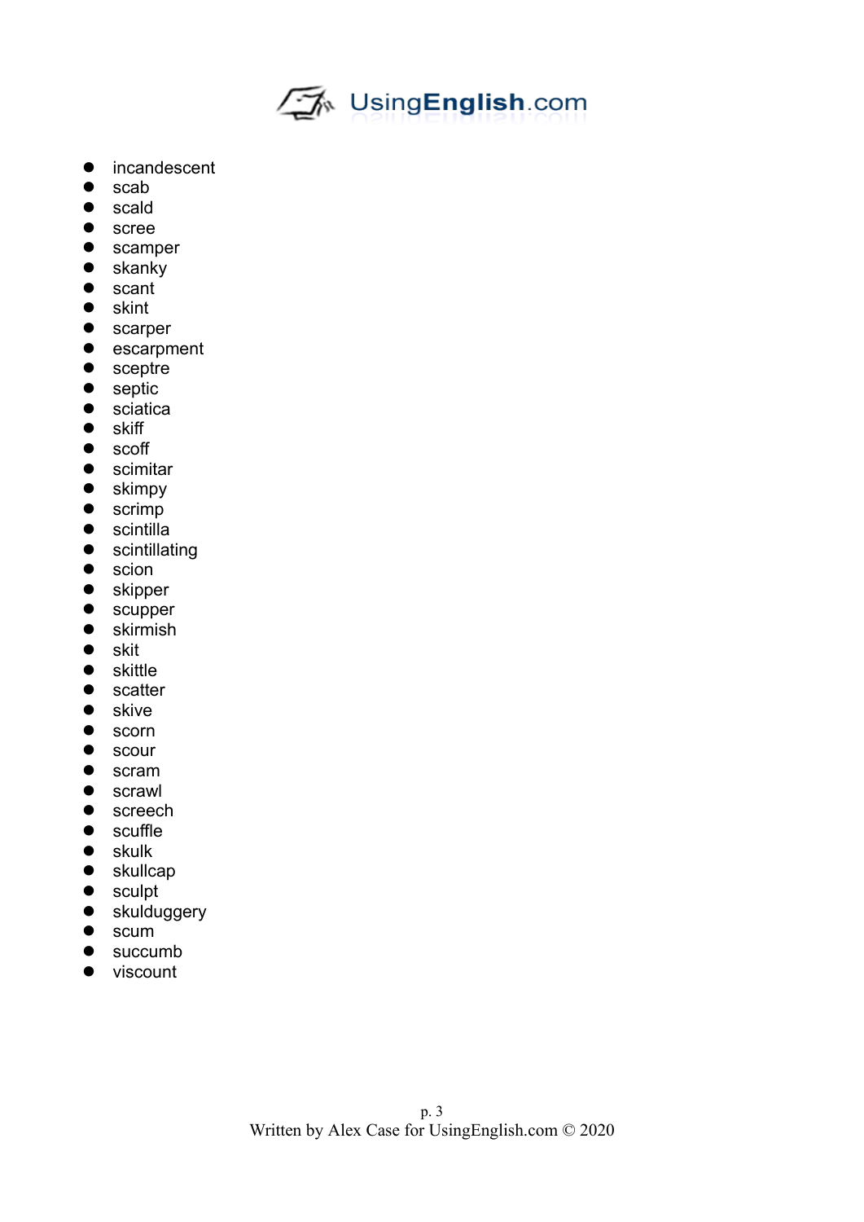- incandescent
- scab
- scald
- scree
- scamper
- skanky
- scant
- skint
- scarper
- escarpment
- sceptre
- septic
- sciatica
- skiff
- scoff
- scimitar
- skimpy
- scrimp
- scintilla
- scintillating
- scion
- skipper
- scupper
- skirmish
- skit
- skittle
- scatter
- skive
- scorn
- scour
- scram
- scrawl
- screech
- scuffle
- skulk
- skullcap
- sculpt
- skulduggery
- scum
- succumb
- viscount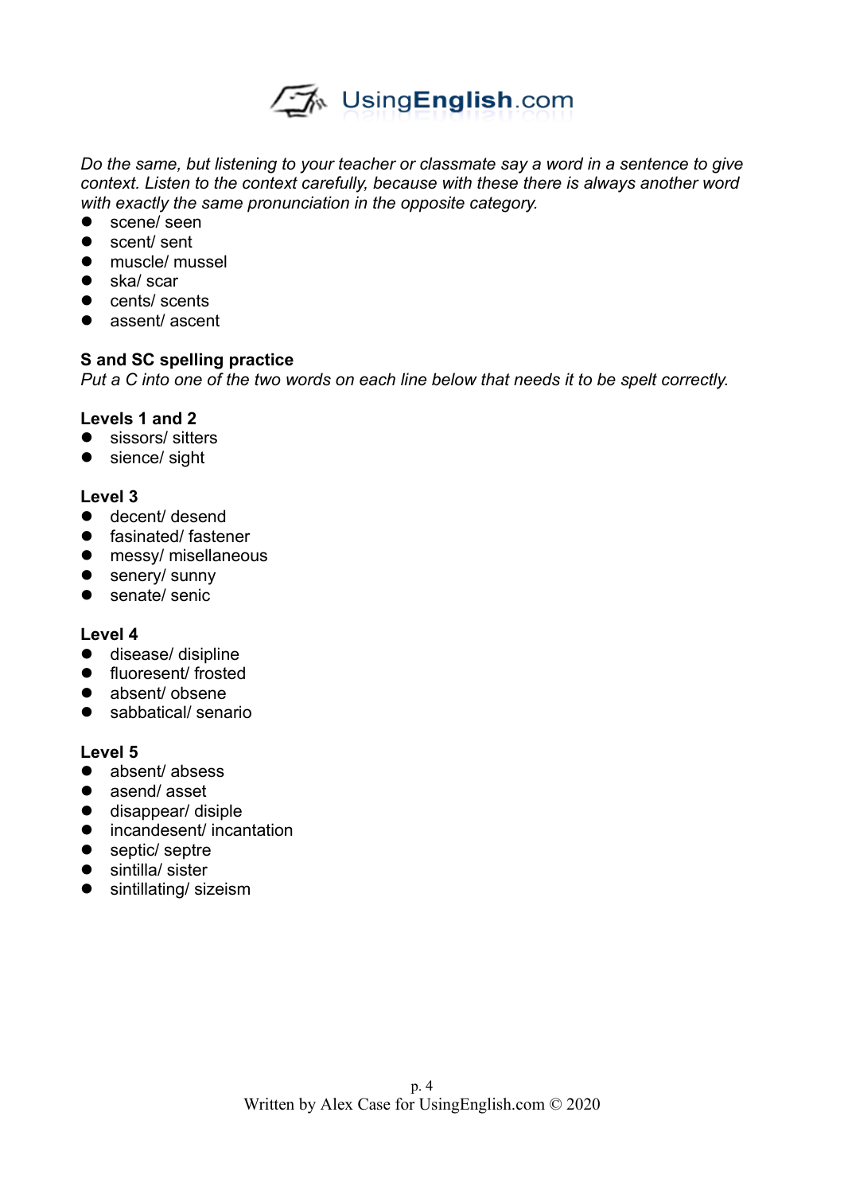*Do the same, but listening to your teacher or classmate say a word in a sentence to give context. Listen to the context carefully, because with these there is always another word with exactly the same pronunciation in the opposite category.*

- scene/ seen
- scent/ sent
- muscle/ mussel
- ska/ scar
- cents/ scents
- assent/ ascent

**S and SC spelling practice**

*Put a C into one of the two words on each line below that needs it to be spelt correctly.*

**Levels 1 and 2**

- sissors/ sitters
- sience/ sight

**Level 3**

- decent/ desend
- fasinated/ fastener
- messy/ misellaneous
- senery/ sunny
- senate/ senic

**Level 4**

- disease/ disipline
- fluoresent/ frosted
- absent/ obsene
- sabbatical/ senario

**Level 5**

- absent/ absess
- asend/ asset
- disappear/ disiple
- incandesent/ incantation
- septic/ septre
- sintilla/ sister
- sintillating/ sizeism

Written by Alex Case for UsingEnglish.com © 2020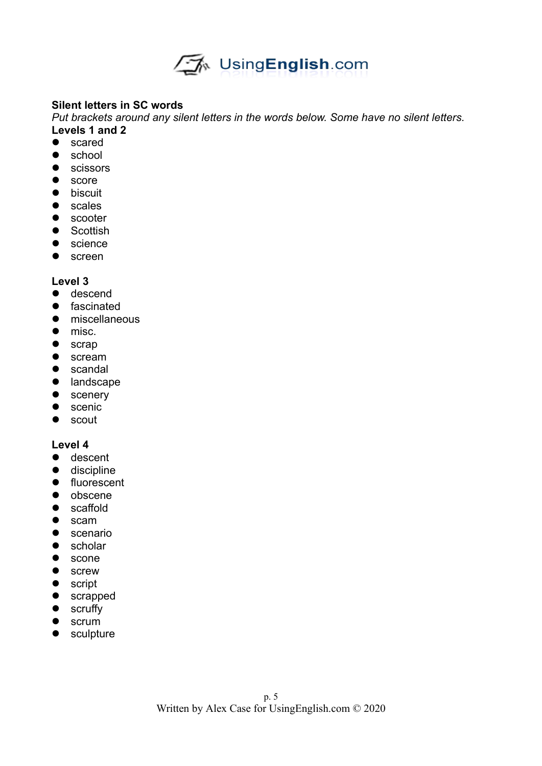**Silent letters in SC words**

*Put brackets around any silent letters in the words below. Some have no silent letters.*

**Levels 1 and 2**

- scared
- school
- scissors
- score
- biscuit
- scales
- scooter
- Scottish
- science
- screen

**Level 3**

- descend
- fascinated
- miscellaneous
- misc.
- scrap
- scream
- scandal
- landscape
- scenery
- scenic
- scout

**Level 4**

- descent
- discipline
- fluorescent
- obscene
- scaffold
- scam
- scenario
- scholar
- scone
- screw
- script
- scrapped
- scruffy
- scrum
- sculpture

Written by Alex Case for UsingEnglish.com © 2020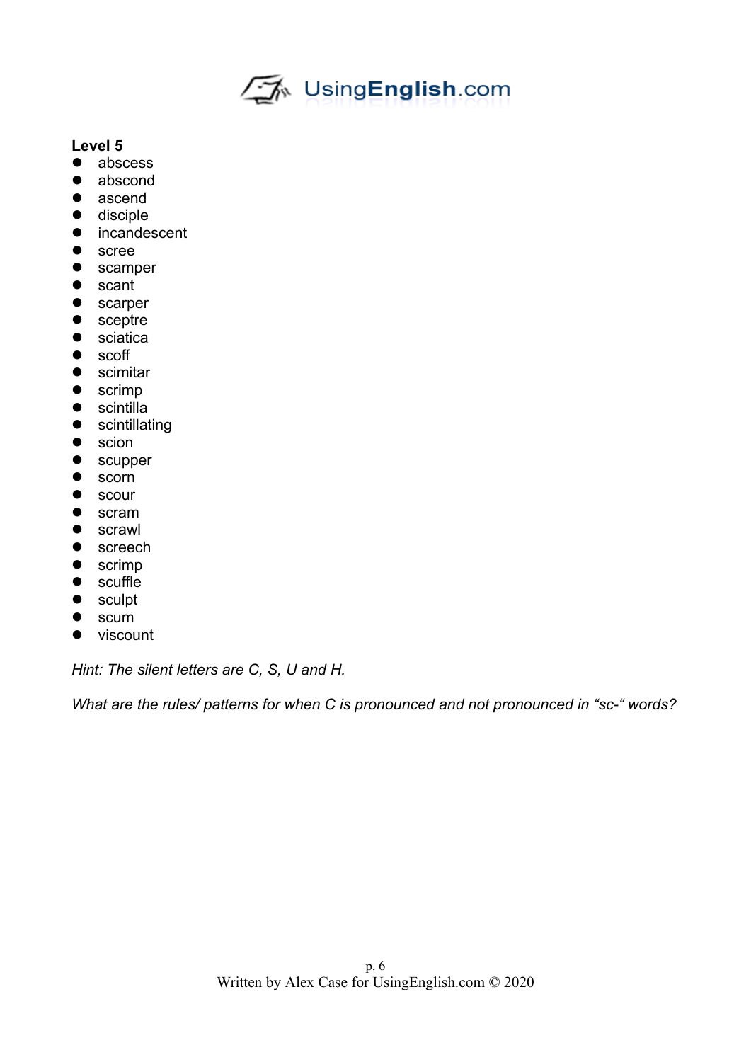**Level 5**

- abscess
- abscond
- ascend
- disciple
- incandescent
- scree
- scamper
- scant
- scarper
- sceptre
- sciatica
- scoff
- scimitar
- scrimp
- scintilla
- scintillating
- scion
- scupper
- scorn
- scour
- scram
- scrawl
- screech
- scrimp
- scuffle
- sculpt
- scum
- viscount

*Hint: The silent letters are C, S, U and H.*

*What are the rules/ patterns for when C is pronounced and not pronounced in "sc-" words?*